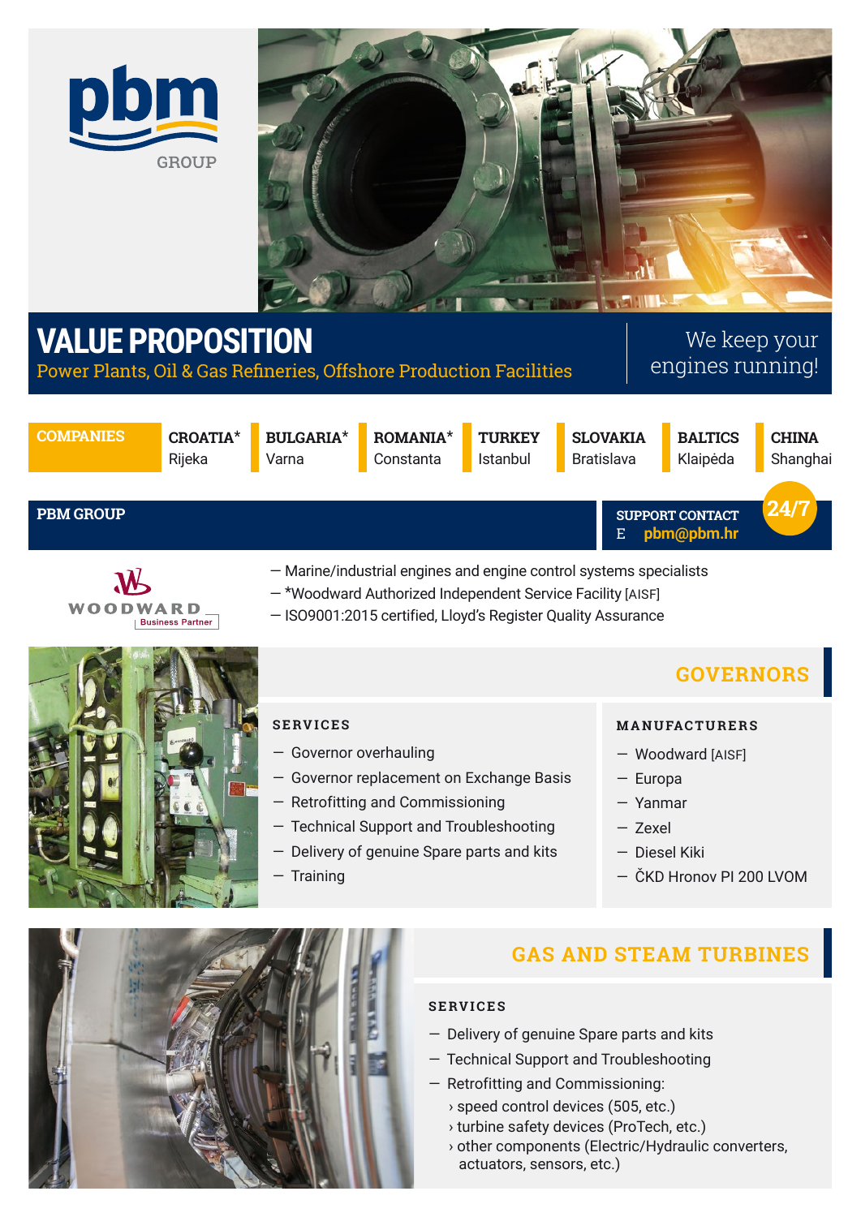pbm GROUP

# VALUE PROPOSITION

Power Plants, Oil & Gas Refineries, Offshore Production Facilities

We keep your engines running!

| COMPANIES | CROATIA* | BULGARIA* | ROMANIA* | TURKEY | SLOVAKIA | BALTICS | CHINA |
|---|---|---|---|---|---|---|---|
| | Rijeka | Varna | Constanta | Istanbul | Bratislava | Klaipėda | Shanghai |

## PBM GROUP

SUPPORT CONTACT 24/7
E **pbm@pbm.hr**

WOODWARD Business Partner

— Marine/industrial engines and engine control systems specialists
— *Woodward Authorized Independent Service Facility [AISF]
— ISO9001:2015 certified, Lloyd's Register Quality Assurance

## GOVERNORS

### SERVICES

— Governor overhauling
— Governor replacement on Exchange Basis
— Retrofitting and Commissioning
— Technical Support and Troubleshooting
— Delivery of genuine Spare parts and kits
— Training

### MANUFACTURERS

— Woodward [AISF]
— Europa
— Yanmar
— Zexel
— Diesel Kiki
— ČKD Hronov PI 200 LVOM

## GAS AND STEAM TURBINES

### SERVICES

— Delivery of genuine Spare parts and kits
— Technical Support and Troubleshooting
— Retrofitting and Commissioning:
 › speed control devices (505, etc.)
 › turbine safety devices (ProTech, etc.)
 › other components (Electric/Hydraulic converters, actuators, sensors, etc.)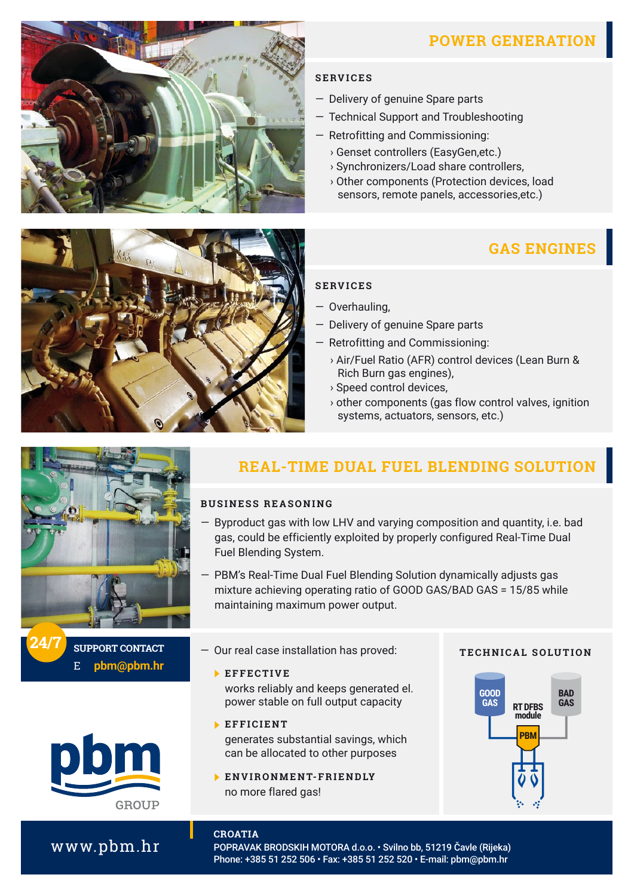## POWER GENERATION

### SERVICES

- Delivery of genuine Spare parts
- Technical Support and Troubleshooting
- Retrofitting and Commissioning:
  - › Genset controllers (EasyGen,etc.)
  - › Synchronizers/Load share controllers,
  - › Other components (Protection devices, load sensors, remote panels, accessories,etc.)

## GAS ENGINES

### SERVICES

- Overhauling,
- Delivery of genuine Spare parts
- Retrofitting and Commissioning:
  - › Air/Fuel Ratio (AFR) control devices (Lean Burn & Rich Burn gas engines),
  - › Speed control devices,
  - › other components (gas flow control valves, ignition systems, actuators, sensors, etc.)

## REAL-TIME DUAL FUEL BLENDING SOLUTION

### BUSINESS REASONING

- Byproduct gas with low LHV and varying composition and quantity, i.e. bad gas, could be efficiently exploited by properly configured Real-Time Dual Fuel Blending System.
- PBM's Real-Time Dual Fuel Blending Solution dynamically adjusts gas mixture achieving operating ratio of GOOD GAS/BAD GAS = 15/85 while maintaining maximum power output.
- Our real case installation has proved:
  - **EFFECTIVE**
    works reliably and keeps generated el. power stable on full output capacity
  - **EFFICIENT**
    generates substantial savings, which can be allocated to other purposes
  - **ENVIRONMENT-FRIENDLY**
    no more flared gas!

### TECHNICAL SOLUTION

GOOD GAS
BAD GAS
RT DFBS module
PBM

**24/7 SUPPORT CONTACT**
E pbm@pbm.hr

pbm GROUP

www.pbm.hr

**CROATIA**
POPRAVAK BRODSKIH MOTORA d.o.o. • Svilno bb, 51219 Čavle (Rijeka)
Phone: +385 51 252 506 • Fax: +385 51 252 520 • E-mail: pbm@pbm.hr